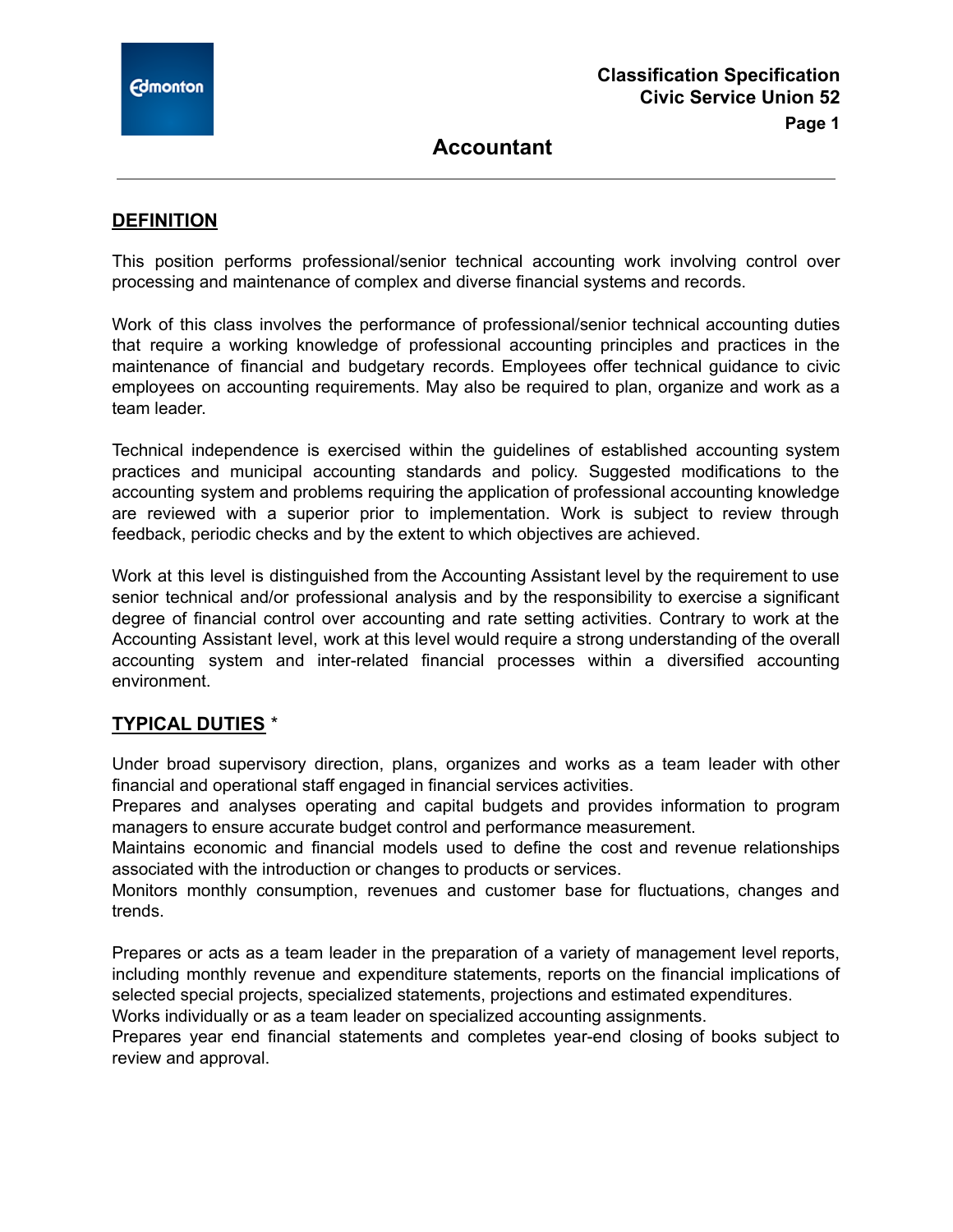# Accountant

## DEFINITION

This position performs professional/senior technical accounting work involving control over processing and maintenance of complex and diverse financial systems and records.

Work of this class involves the performance of professional/senior technical accounting duties that require a working knowledge of professional accounting principles and practices in the maintenance of financial and budgetary records. Employees offer technical guidance to civic employees on accounting requirements. May also be required to plan, organize and work as a team leader.

Technical independence is exercised within the guidelines of established accounting system practices and municipal accounting standards and policy. Suggested modifications to the accounting system and problems requiring the application of professional accounting knowledge are reviewed with a superior prior to implementation. Work is subject to review through feedback, periodic checks and by the extent to which objectives are achieved.

Work at this level is distinguished from the Accounting Assistant level by the requirement to use senior technical and/or professional analysis and by the responsibility to exercise a significant degree of financial control over accounting and rate setting activities. Contrary to work at the Accounting Assistant level, work at this level would require a strong understanding of the overall accounting system and inter-related financial processes within a diversified accounting environment.

## TYPICAL DUTIES *

Under broad supervisory direction, plans, organizes and works as a team leader with other financial and operational staff engaged in financial services activities.
Prepares and analyses operating and capital budgets and provides information to program managers to ensure accurate budget control and performance measurement.
Maintains economic and financial models used to define the cost and revenue relationships associated with the introduction or changes to products or services.
Monitors monthly consumption, revenues and customer base for fluctuations, changes and trends.

Prepares or acts as a team leader in the preparation of a variety of management level reports, including monthly revenue and expenditure statements, reports on the financial implications of selected special projects, specialized statements, projections and estimated expenditures.
Works individually or as a team leader on specialized accounting assignments.
Prepares year end financial statements and completes year-end closing of books subject to review and approval.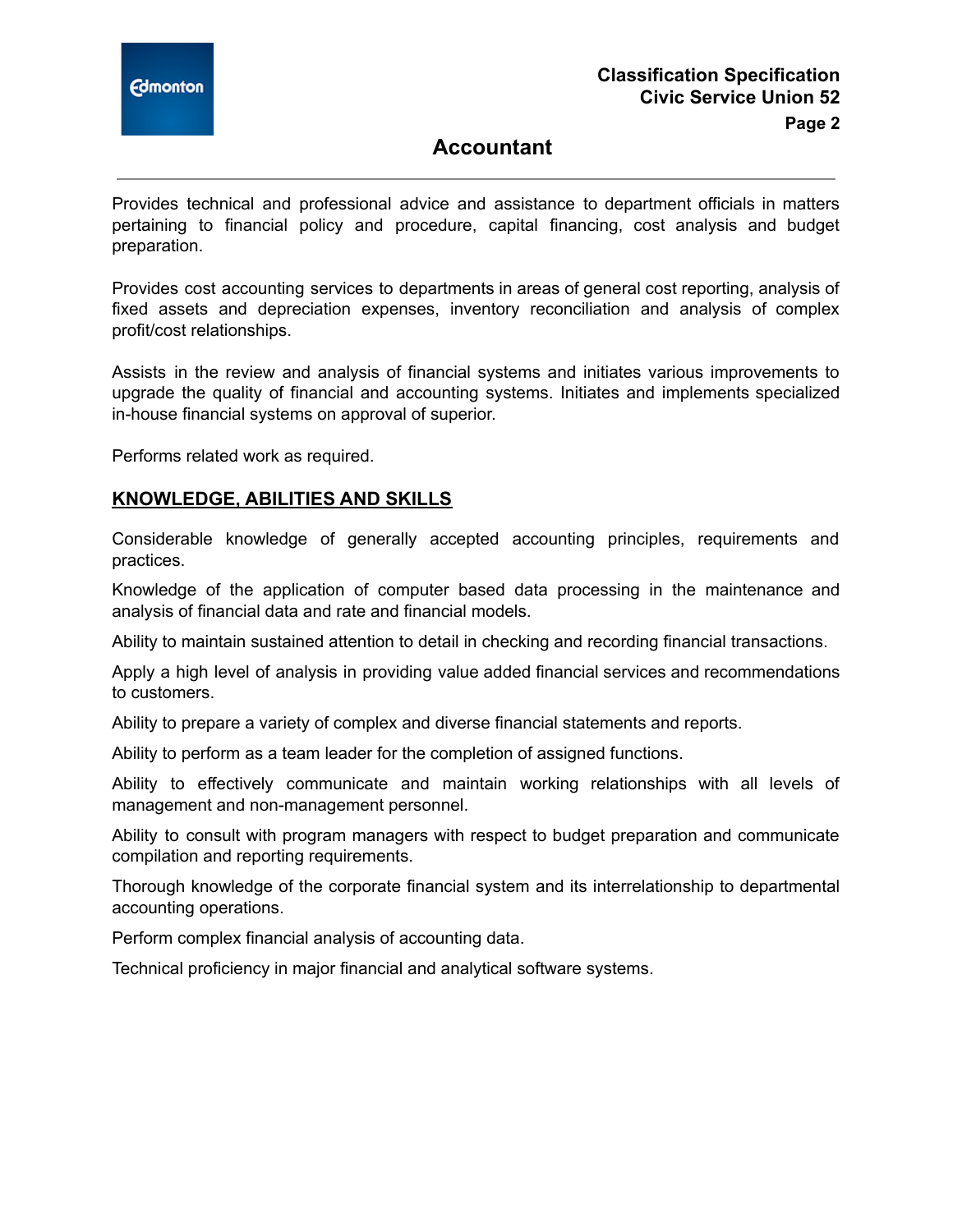Provides technical and professional advice and assistance to department officials in matters pertaining to financial policy and procedure, capital financing, cost analysis and budget preparation.

Provides cost accounting services to departments in areas of general cost reporting, analysis of fixed assets and depreciation expenses, inventory reconciliation and analysis of complex profit/cost relationships.

Assists in the review and analysis of financial systems and initiates various improvements to upgrade the quality of financial and accounting systems. Initiates and implements specialized in-house financial systems on approval of superior.

Performs related work as required.

## KNOWLEDGE, ABILITIES AND SKILLS

Considerable knowledge of generally accepted accounting principles, requirements and practices.

Knowledge of the application of computer based data processing in the maintenance and analysis of financial data and rate and financial models.

Ability to maintain sustained attention to detail in checking and recording financial transactions.

Apply a high level of analysis in providing value added financial services and recommendations to customers.

Ability to prepare a variety of complex and diverse financial statements and reports.

Ability to perform as a team leader for the completion of assigned functions.

Ability to effectively communicate and maintain working relationships with all levels of management and non-management personnel.

Ability to consult with program managers with respect to budget preparation and communicate compilation and reporting requirements.

Thorough knowledge of the corporate financial system and its interrelationship to departmental accounting operations.

Perform complex financial analysis of accounting data.

Technical proficiency in major financial and analytical software systems.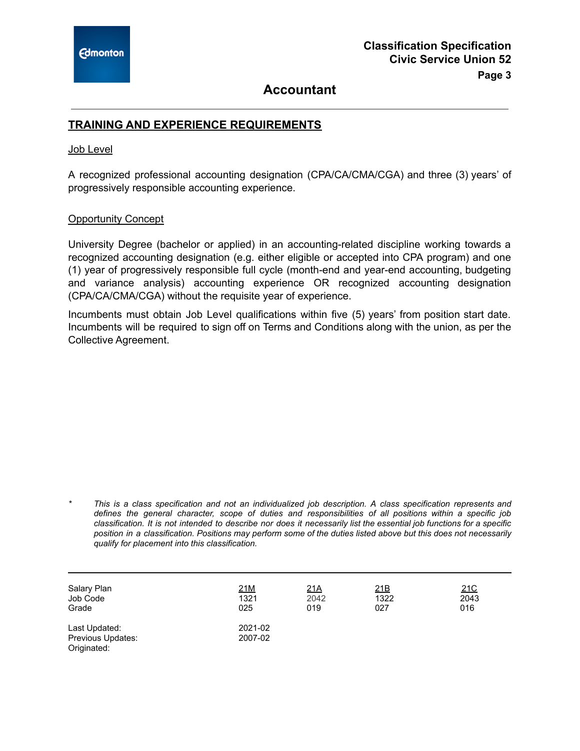## TRAINING AND EXPERIENCE REQUIREMENTS

Job Level

A recognized professional accounting designation (CPA/CA/CMA/CGA) and three (3) years' of progressively responsible accounting experience.

Opportunity Concept

University Degree (bachelor or applied) in an accounting-related discipline working towards a recognized accounting designation (e.g. either eligible or accepted into CPA program) and one (1) year of progressively responsible full cycle (month-end and year-end accounting, budgeting and variance analysis) accounting experience OR recognized accounting designation (CPA/CA/CMA/CGA) without the requisite year of experience.

Incumbents must obtain Job Level qualifications within five (5) years' from position start date. Incumbents will be required to sign off on Terms and Conditions along with the union, as per the Collective Agreement.

\* *This is a class specification and not an individualized job description. A class specification represents and defines the general character, scope of duties and responsibilities of all positions within a specific job classification. It is not intended to describe nor does it necessarily list the essential job functions for a specific position in a classification. Positions may perform some of the duties listed above but this does not necessarily qualify for placement into this classification.*

| | | | | |
|---|---|---|---|---|
| Salary Plan | 21M | 21A | 21B | 21C |
| Job Code | 1321 | 2042 | 1322 | 2043 |
| Grade | 025 | 019 | 027 | 016 |

| | |
|---|---|
| Last Updated: | 2021-02 |
| Previous Updates: | 2007-02 |
| Originated: | |